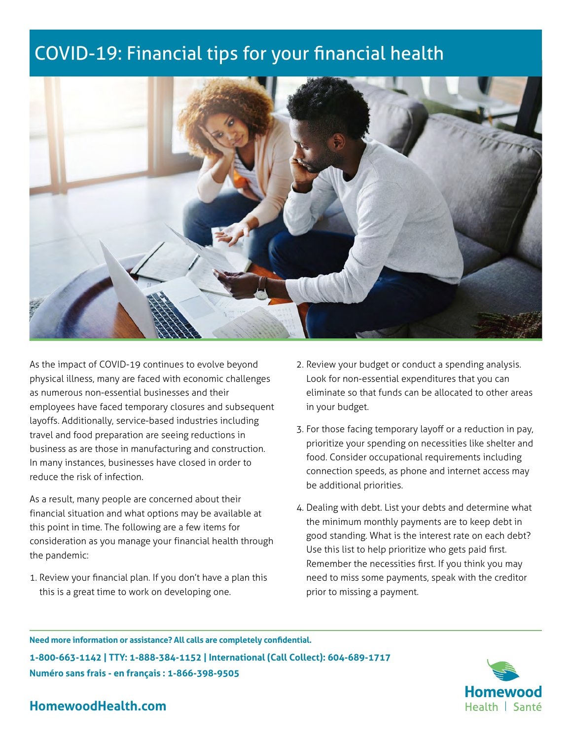# COVID-19: Financial tips for your financial health

As the impact of COVID-19 continues to evolve beyond physical illness, many are faced with economic challenges as numerous non-essential businesses and their employees have faced temporary closures and subsequent layoffs. Additionally, service-based industries including travel and food preparation are seeing reductions in business as are those in manufacturing and construction. In many instances, businesses have closed in order to reduce the risk of infection.

As a result, many people are concerned about their financial situation and what options may be available at this point in time. The following are a few items for consideration as you manage your financial health through the pandemic:

1. Review your financial plan. If you don't have a plan this this is a great time to work on developing one.
2. Review your budget or conduct a spending analysis. Look for non-essential expenditures that you can eliminate so that funds can be allocated to other areas in your budget.
3. For those facing temporary layoff or a reduction in pay, prioritize your spending on necessities like shelter and food. Consider occupational requirements including connection speeds, as phone and internet access may be additional priorities.
4. Dealing with debt. List your debts and determine what the minimum monthly payments are to keep debt in good standing. What is the interest rate on each debt? Use this list to help prioritize who gets paid first. Remember the necessities first. If you think you may need to miss some payments, speak with the creditor prior to missing a payment.

**Need more information or assistance? All calls are completely confidential.**

**1-800-663-1142 | TTY: 1-888-384-1152 | International (Call Collect): 604-689-1717**

**Numéro sans frais - en français : 1-866-398-9505**

**HomewoodHealth.com**

Homewood Health | Santé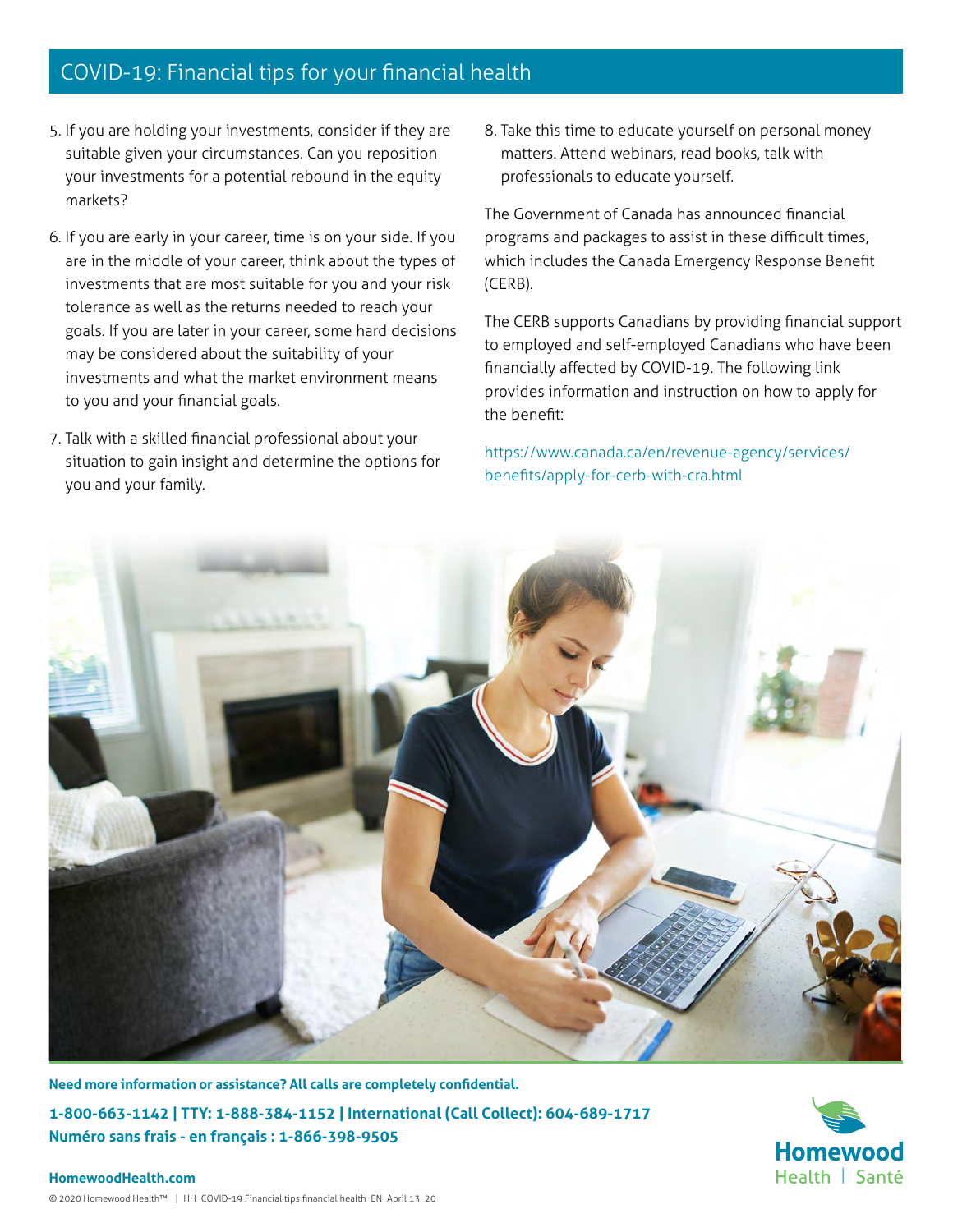## COVID-19: Financial tips for your financial health

5. If you are holding your investments, consider if they are suitable given your circumstances. Can you reposition your investments for a potential rebound in the equity markets?

6. If you are early in your career, time is on your side. If you are in the middle of your career, think about the types of investments that are most suitable for you and your risk tolerance as well as the returns needed to reach your goals. If you are later in your career, some hard decisions may be considered about the suitability of your investments and what the market environment means to you and your financial goals.

7. Talk with a skilled financial professional about your situation to gain insight and determine the options for you and your family.

8. Take this time to educate yourself on personal money matters. Attend webinars, read books, talk with professionals to educate yourself.

The Government of Canada has announced financial programs and packages to assist in these difficult times, which includes the Canada Emergency Response Benefit (CERB).

The CERB supports Canadians by providing financial support to employed and self-employed Canadians who have been financially affected by COVID-19. The following link provides information and instruction on how to apply for the benefit:

https://www.canada.ca/en/revenue-agency/services/benefits/apply-for-cerb-with-cra.html

**Need more information or assistance? All calls are completely confidential.**

**1-800-663-1142 | TTY: 1-888-384-1152 | International (Call Collect): 604-689-1717**
**Numéro sans frais - en français : 1-866-398-9505**

**HomewoodHealth.com**

Homewood Health | Santé

© 2020 Homewood Health™ | HH_COVID-19 Financial tips financial health_EN_April 13_20